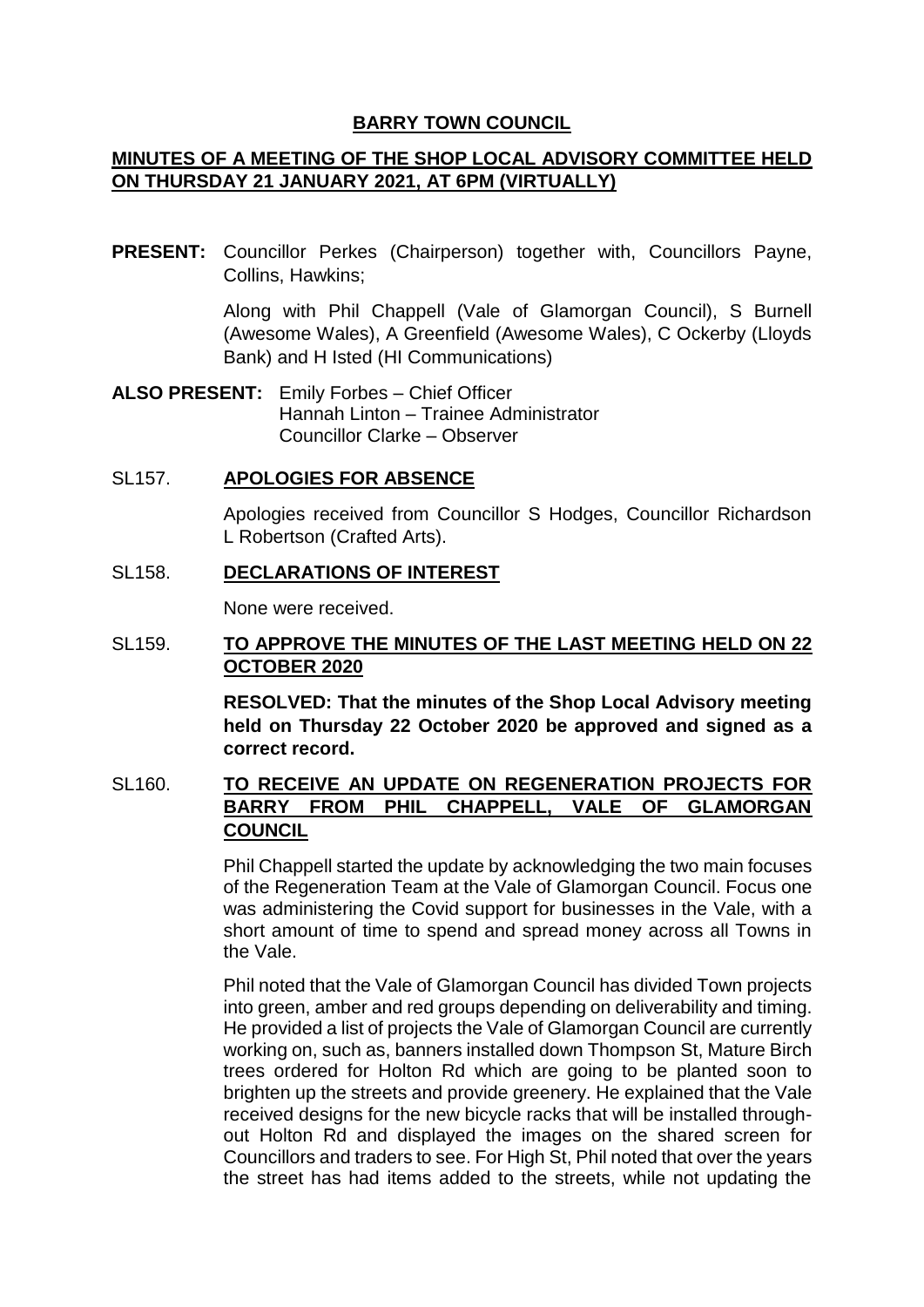# BARRY TOWN COUNCIL

## MINUTES OF A MEETING OF THE SHOP LOCAL ADVISORY COMMITTEE HELD ON THURSDAY 21 JANUARY 2021, AT 6PM (VIRTUALLY)

**PRESENT:** Councillor Perkes (Chairperson) together with, Councillors Payne, Collins, Hawkins;

Along with Phil Chappell (Vale of Glamorgan Council), S Burnell (Awesome Wales), A Greenfield (Awesome Wales), C Ockerby (Lloyds Bank) and H Isted (HI Communications)

**ALSO PRESENT:** Emily Forbes – Chief Officer
Hannah Linton – Trainee Administrator
Councillor Clarke – Observer

### SL157. APOLOGIES FOR ABSENCE

Apologies received from Councillor S Hodges, Councillor Richardson L Robertson (Crafted Arts).

### SL158. DECLARATIONS OF INTEREST

None were received.

### SL159. TO APPROVE THE MINUTES OF THE LAST MEETING HELD ON 22 OCTOBER 2020

**RESOLVED: That the minutes of the Shop Local Advisory meeting held on Thursday 22 October 2020 be approved and signed as a correct record.**

### SL160. TO RECEIVE AN UPDATE ON REGENERATION PROJECTS FOR BARRY FROM PHIL CHAPPELL, VALE OF GLAMORGAN COUNCIL

Phil Chappell started the update by acknowledging the two main focuses of the Regeneration Team at the Vale of Glamorgan Council. Focus one was administering the Covid support for businesses in the Vale, with a short amount of time to spend and spread money across all Towns in the Vale.

Phil noted that the Vale of Glamorgan Council has divided Town projects into green, amber and red groups depending on deliverability and timing. He provided a list of projects the Vale of Glamorgan Council are currently working on, such as, banners installed down Thompson St, Mature Birch trees ordered for Holton Rd which are going to be planted soon to brighten up the streets and provide greenery. He explained that the Vale received designs for the new bicycle racks that will be installed through-out Holton Rd and displayed the images on the shared screen for Councillors and traders to see. For High St, Phil noted that over the years the street has had items added to the streets, while not updating the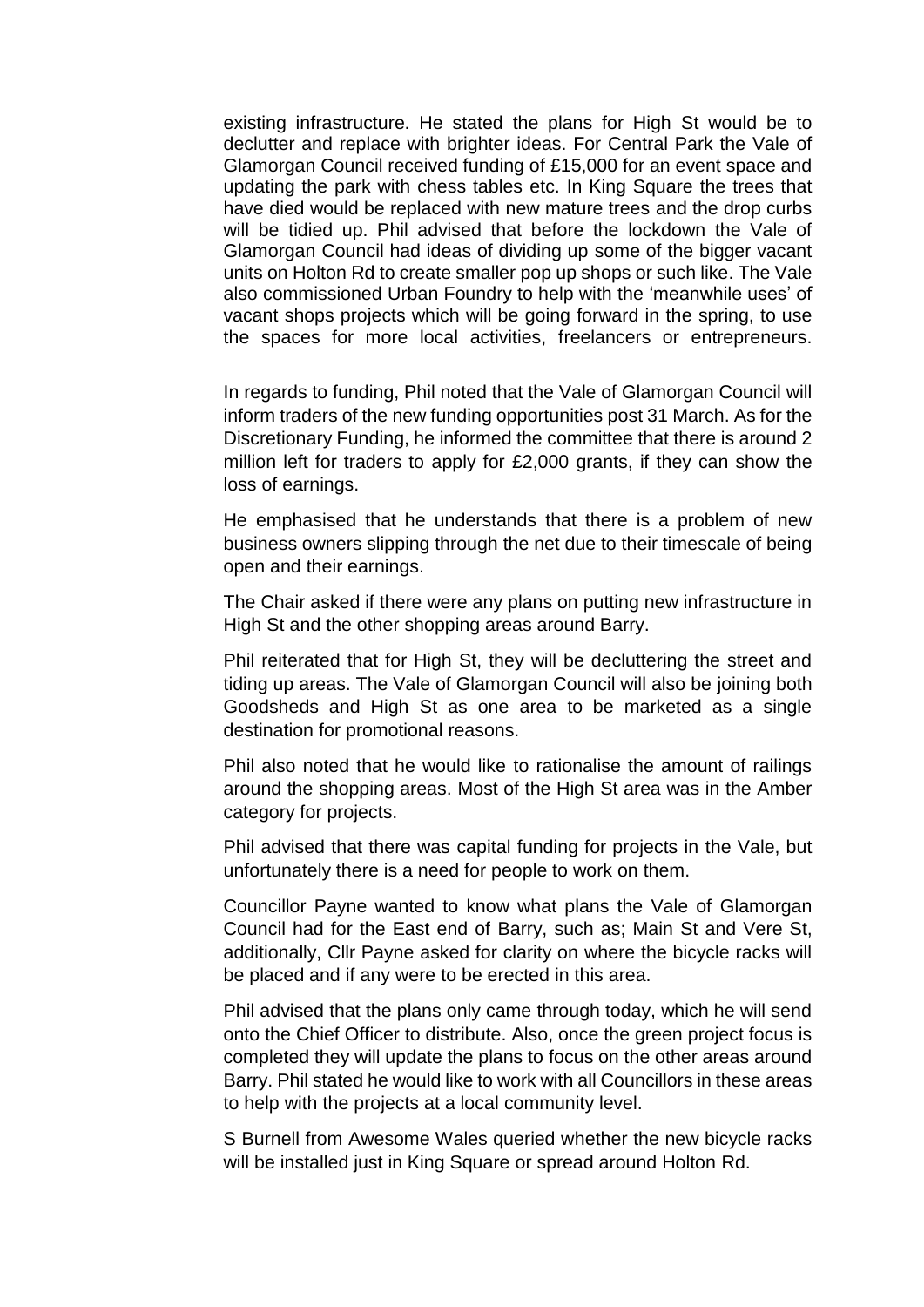existing infrastructure. He stated the plans for High St would be to declutter and replace with brighter ideas. For Central Park the Vale of Glamorgan Council received funding of £15,000 for an event space and updating the park with chess tables etc. In King Square the trees that have died would be replaced with new mature trees and the drop curbs will be tidied up. Phil advised that before the lockdown the Vale of Glamorgan Council had ideas of dividing up some of the bigger vacant units on Holton Rd to create smaller pop up shops or such like. The Vale also commissioned Urban Foundry to help with the 'meanwhile uses' of vacant shops projects which will be going forward in the spring, to use the spaces for more local activities, freelancers or entrepreneurs.

In regards to funding, Phil noted that the Vale of Glamorgan Council will inform traders of the new funding opportunities post 31 March. As for the Discretionary Funding, he informed the committee that there is around 2 million left for traders to apply for £2,000 grants, if they can show the loss of earnings.

He emphasised that he understands that there is a problem of new business owners slipping through the net due to their timescale of being open and their earnings.

The Chair asked if there were any plans on putting new infrastructure in High St and the other shopping areas around Barry.

Phil reiterated that for High St, they will be decluttering the street and tiding up areas. The Vale of Glamorgan Council will also be joining both Goodsheds and High St as one area to be marketed as a single destination for promotional reasons.

Phil also noted that he would like to rationalise the amount of railings around the shopping areas. Most of the High St area was in the Amber category for projects.

Phil advised that there was capital funding for projects in the Vale, but unfortunately there is a need for people to work on them.

Councillor Payne wanted to know what plans the Vale of Glamorgan Council had for the East end of Barry, such as; Main St and Vere St, additionally, Cllr Payne asked for clarity on where the bicycle racks will be placed and if any were to be erected in this area.

Phil advised that the plans only came through today, which he will send onto the Chief Officer to distribute. Also, once the green project focus is completed they will update the plans to focus on the other areas around Barry. Phil stated he would like to work with all Councillors in these areas to help with the projects at a local community level.

S Burnell from Awesome Wales queried whether the new bicycle racks will be installed just in King Square or spread around Holton Rd.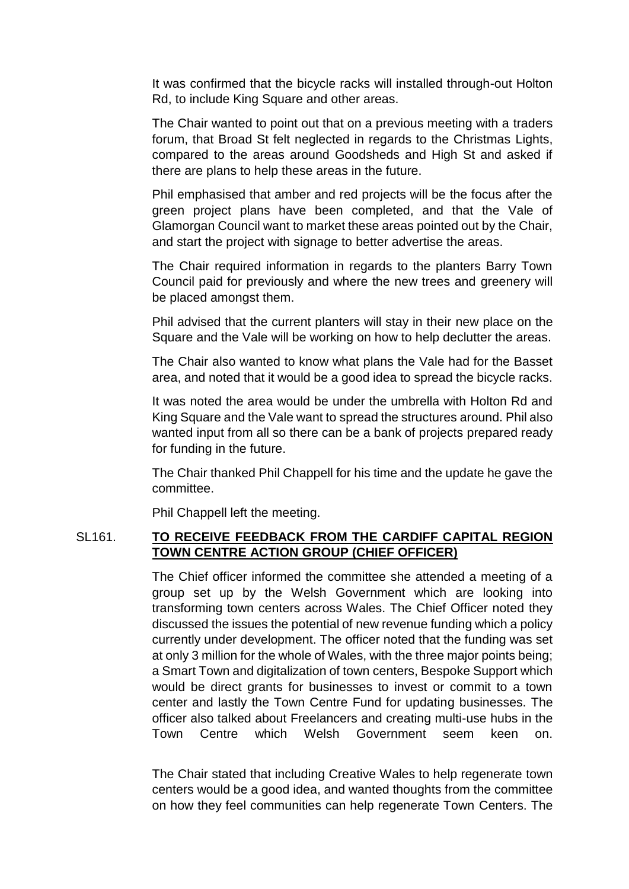It was confirmed that the bicycle racks will installed through-out Holton Rd, to include King Square and other areas.

The Chair wanted to point out that on a previous meeting with a traders forum, that Broad St felt neglected in regards to the Christmas Lights, compared to the areas around Goodsheds and High St and asked if there are plans to help these areas in the future.

Phil emphasised that amber and red projects will be the focus after the green project plans have been completed, and that the Vale of Glamorgan Council want to market these areas pointed out by the Chair, and start the project with signage to better advertise the areas.

The Chair required information in regards to the planters Barry Town Council paid for previously and where the new trees and greenery will be placed amongst them.

Phil advised that the current planters will stay in their new place on the Square and the Vale will be working on how to help declutter the areas.

The Chair also wanted to know what plans the Vale had for the Basset area, and noted that it would be a good idea to spread the bicycle racks.

It was noted the area would be under the umbrella with Holton Rd and King Square and the Vale want to spread the structures around. Phil also wanted input from all so there can be a bank of projects prepared ready for funding in the future.

The Chair thanked Phil Chappell for his time and the update he gave the committee.

Phil Chappell left the meeting.

SL161. **TO RECEIVE FEEDBACK FROM THE CARDIFF CAPITAL REGION TOWN CENTRE ACTION GROUP (CHIEF OFFICER)**

The Chief officer informed the committee she attended a meeting of a group set up by the Welsh Government which are looking into transforming town centers across Wales. The Chief Officer noted they discussed the issues the potential of new revenue funding which a policy currently under development. The officer noted that the funding was set at only 3 million for the whole of Wales, with the three major points being; a Smart Town and digitalization of town centers, Bespoke Support which would be direct grants for businesses to invest or commit to a town center and lastly the Town Centre Fund for updating businesses. The officer also talked about Freelancers and creating multi-use hubs in the Town Centre which Welsh Government seem keen on.

The Chair stated that including Creative Wales to help regenerate town centers would be a good idea, and wanted thoughts from the committee on how they feel communities can help regenerate Town Centers. The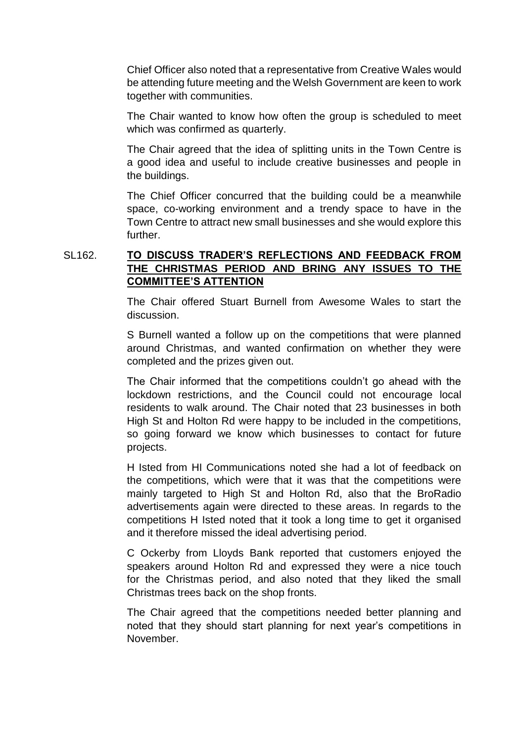Chief Officer also noted that a representative from Creative Wales would be attending future meeting and the Welsh Government are keen to work together with communities.

The Chair wanted to know how often the group is scheduled to meet which was confirmed as quarterly.

The Chair agreed that the idea of splitting units in the Town Centre is a good idea and useful to include creative businesses and people in the buildings.

The Chief Officer concurred that the building could be a meanwhile space, co-working environment and a trendy space to have in the Town Centre to attract new small businesses and she would explore this further.

SL162. **TO DISCUSS TRADER'S REFLECTIONS AND FEEDBACK FROM THE CHRISTMAS PERIOD AND BRING ANY ISSUES TO THE COMMITTEE'S ATTENTION**

The Chair offered Stuart Burnell from Awesome Wales to start the discussion.

S Burnell wanted a follow up on the competitions that were planned around Christmas, and wanted confirmation on whether they were completed and the prizes given out.

The Chair informed that the competitions couldn't go ahead with the lockdown restrictions, and the Council could not encourage local residents to walk around. The Chair noted that 23 businesses in both High St and Holton Rd were happy to be included in the competitions, so going forward we know which businesses to contact for future projects.

H Isted from HI Communications noted she had a lot of feedback on the competitions, which were that it was that the competitions were mainly targeted to High St and Holton Rd, also that the BroRadio advertisements again were directed to these areas. In regards to the competitions H Isted noted that it took a long time to get it organised and it therefore missed the ideal advertising period.

C Ockerby from Lloyds Bank reported that customers enjoyed the speakers around Holton Rd and expressed they were a nice touch for the Christmas period, and also noted that they liked the small Christmas trees back on the shop fronts.

The Chair agreed that the competitions needed better planning and noted that they should start planning for next year's competitions in November.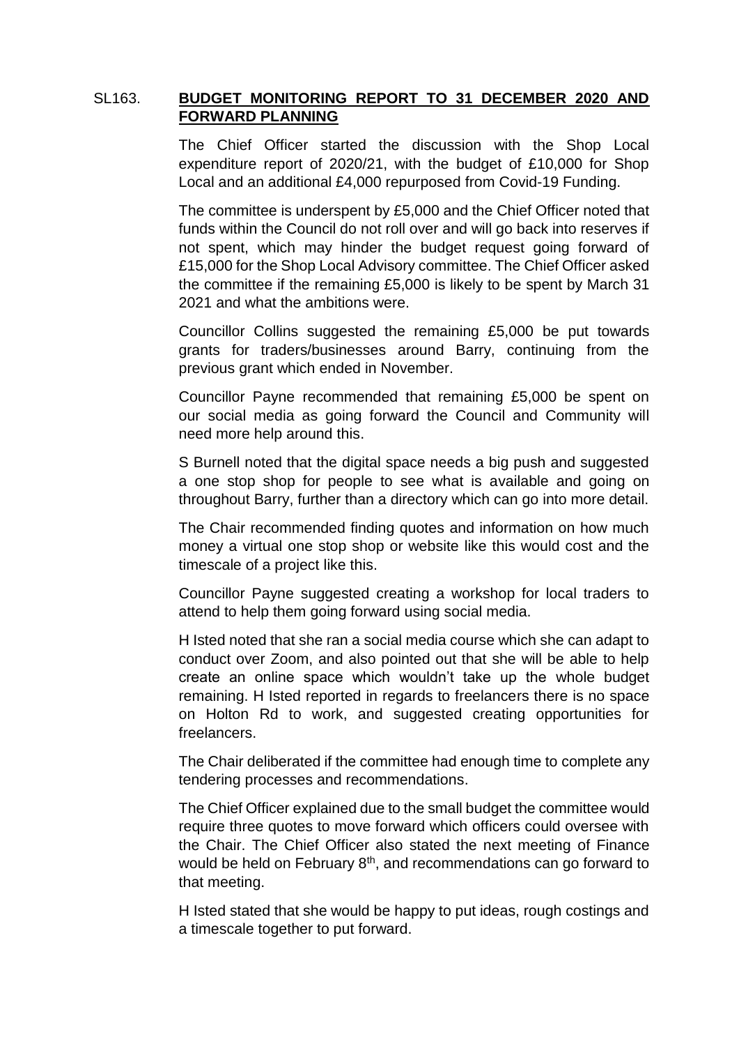SL163. **BUDGET MONITORING REPORT TO 31 DECEMBER 2020 AND FORWARD PLANNING**

The Chief Officer started the discussion with the Shop Local expenditure report of 2020/21, with the budget of £10,000 for Shop Local and an additional £4,000 repurposed from Covid-19 Funding.

The committee is underspent by £5,000 and the Chief Officer noted that funds within the Council do not roll over and will go back into reserves if not spent, which may hinder the budget request going forward of £15,000 for the Shop Local Advisory committee. The Chief Officer asked the committee if the remaining £5,000 is likely to be spent by March 31 2021 and what the ambitions were.

Councillor Collins suggested the remaining £5,000 be put towards grants for traders/businesses around Barry, continuing from the previous grant which ended in November.

Councillor Payne recommended that remaining £5,000 be spent on our social media as going forward the Council and Community will need more help around this.

S Burnell noted that the digital space needs a big push and suggested a one stop shop for people to see what is available and going on throughout Barry, further than a directory which can go into more detail.

The Chair recommended finding quotes and information on how much money a virtual one stop shop or website like this would cost and the timescale of a project like this.

Councillor Payne suggested creating a workshop for local traders to attend to help them going forward using social media.

H Isted noted that she ran a social media course which she can adapt to conduct over Zoom, and also pointed out that she will be able to help create an online space which wouldn't take up the whole budget remaining. H Isted reported in regards to freelancers there is no space on Holton Rd to work, and suggested creating opportunities for freelancers.

The Chair deliberated if the committee had enough time to complete any tendering processes and recommendations.

The Chief Officer explained due to the small budget the committee would require three quotes to move forward which officers could oversee with the Chair. The Chief Officer also stated the next meeting of Finance would be held on February 8th, and recommendations can go forward to that meeting.

H Isted stated that she would be happy to put ideas, rough costings and a timescale together to put forward.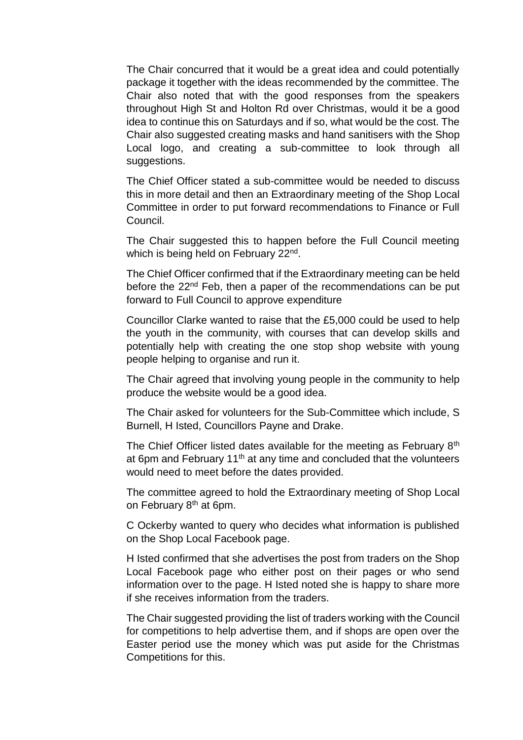The Chair concurred that it would be a great idea and could potentially package it together with the ideas recommended by the committee. The Chair also noted that with the good responses from the speakers throughout High St and Holton Rd over Christmas, would it be a good idea to continue this on Saturdays and if so, what would be the cost. The Chair also suggested creating masks and hand sanitisers with the Shop Local logo, and creating a sub-committee to look through all suggestions.

The Chief Officer stated a sub-committee would be needed to discuss this in more detail and then an Extraordinary meeting of the Shop Local Committee in order to put forward recommendations to Finance or Full Council.

The Chair suggested this to happen before the Full Council meeting which is being held on February 22nd.

The Chief Officer confirmed that if the Extraordinary meeting can be held before the 22nd Feb, then a paper of the recommendations can be put forward to Full Council to approve expenditure

Councillor Clarke wanted to raise that the £5,000 could be used to help the youth in the community, with courses that can develop skills and potentially help with creating the one stop shop website with young people helping to organise and run it.

The Chair agreed that involving young people in the community to help produce the website would be a good idea.

The Chair asked for volunteers for the Sub-Committee which include, S Burnell, H Isted, Councillors Payne and Drake.

The Chief Officer listed dates available for the meeting as February 8th at 6pm and February 11th at any time and concluded that the volunteers would need to meet before the dates provided.

The committee agreed to hold the Extraordinary meeting of Shop Local on February 8th at 6pm.

C Ockerby wanted to query who decides what information is published on the Shop Local Facebook page.

H Isted confirmed that she advertises the post from traders on the Shop Local Facebook page who either post on their pages or who send information over to the page. H Isted noted she is happy to share more if she receives information from the traders.

The Chair suggested providing the list of traders working with the Council for competitions to help advertise them, and if shops are open over the Easter period use the money which was put aside for the Christmas Competitions for this.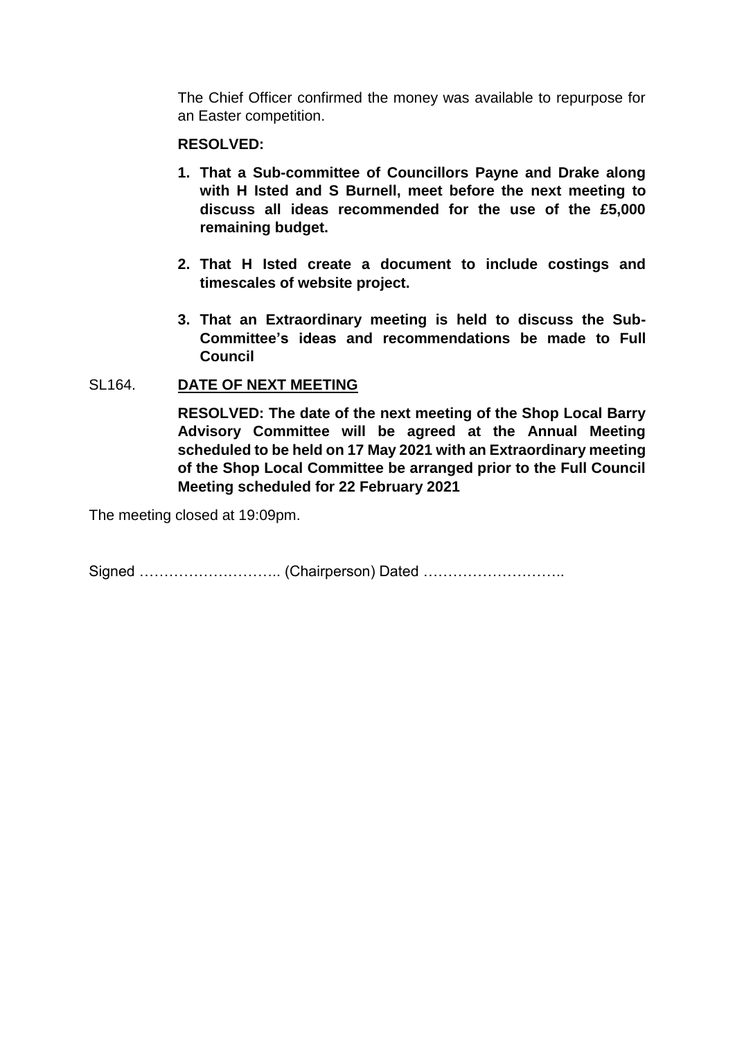The Chief Officer confirmed the money was available to repurpose for an Easter competition.

**RESOLVED:**

1. **That a Sub-committee of Councillors Payne and Drake along with H Isted and S Burnell, meet before the next meeting to discuss all ideas recommended for the use of the £5,000 remaining budget.**

2. **That H Isted create a document to include costings and timescales of website project.**

3. **That an Extraordinary meeting is held to discuss the Sub-Committee's ideas and recommendations be made to Full Council**

SL164. **DATE OF NEXT MEETING**

**RESOLVED: The date of the next meeting of the Shop Local Barry Advisory Committee will be agreed at the Annual Meeting scheduled to be held on 17 May 2021 with an Extraordinary meeting of the Shop Local Committee be arranged prior to the Full Council Meeting scheduled for 22 February 2021**

The meeting closed at 19:09pm.

Signed ……………………….. (Chairperson) Dated ………………………..